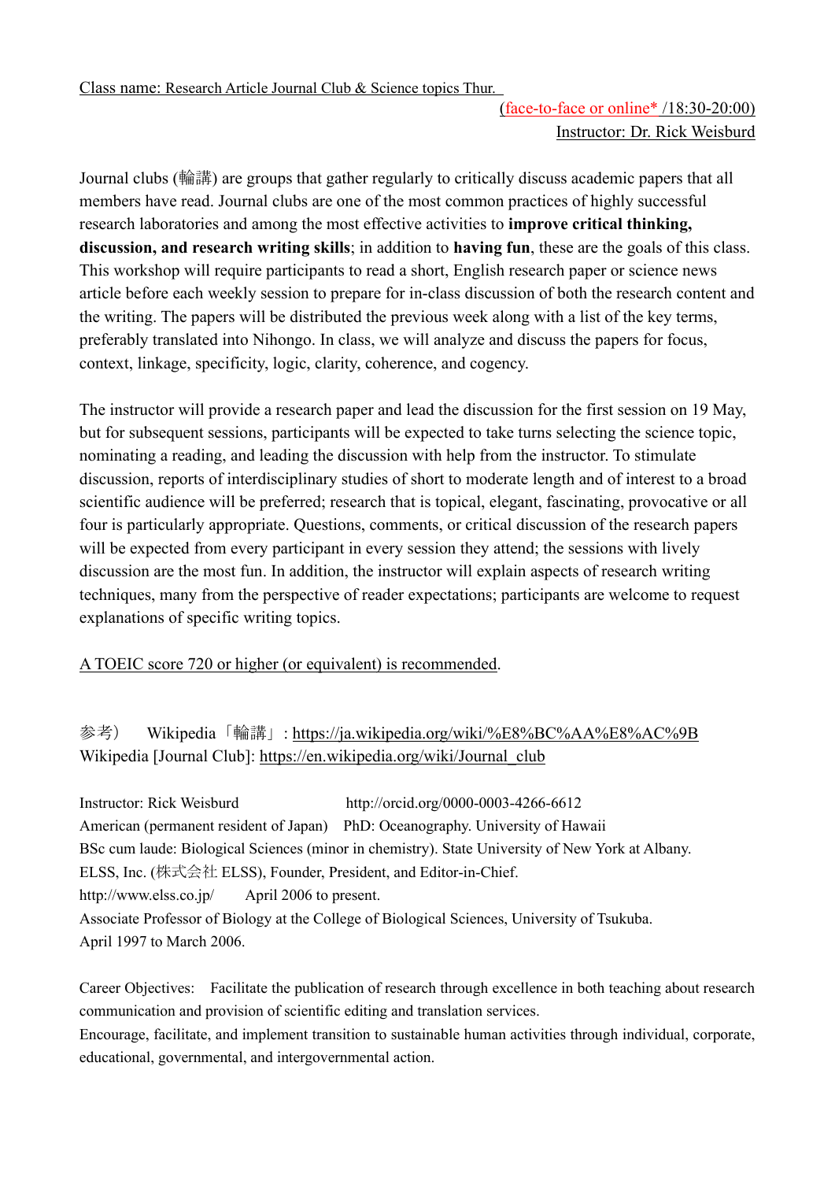Class name: Research Article Journal Club & Science topics Thur.

(face-to-face or online* /18:30-20:00)

Instructor: Dr. Rick Weisburd

Journal clubs (輪講) are groups that gather regularly to critically discuss academic papers that all members have read. Journal clubs are one of the most common practices of highly successful research laboratories and among the most effective activities to **improve critical thinking, discussion, and research writing skills**; in addition to **having fun**, these are the goals of this class. This workshop will require participants to read a short, English research paper or science news article before each weekly session to prepare for in-class discussion of both the research content and the writing. The papers will be distributed the previous week along with a list of the key terms, preferably translated into Nihongo. In class, we will analyze and discuss the papers for focus, context, linkage, specificity, logic, clarity, coherence, and cogency.

The instructor will provide a research paper and lead the discussion for the first session on 19 May, but for subsequent sessions, participants will be expected to take turns selecting the science topic, nominating a reading, and leading the discussion with help from the instructor. To stimulate discussion, reports of interdisciplinary studies of short to moderate length and of interest to a broad scientific audience will be preferred; research that is topical, elegant, fascinating, provocative or all four is particularly appropriate. Questions, comments, or critical discussion of the research papers will be expected from every participant in every session they attend; the sessions with lively discussion are the most fun. In addition, the instructor will explain aspects of research writing techniques, many from the perspective of reader expectations; participants are welcome to request explanations of specific writing topics.

A TOEIC score 720 or higher (or equivalent) is recommended.

参考） Wikipedia「輪講」: https://ja.wikipedia.org/wiki/%E8%BC%AA%E8%AC%9B
Wikipedia [Journal Club]: https://en.wikipedia.org/wiki/Journal_club

Instructor: Rick Weisburd http://orcid.org/0000-0003-4266-6612
American (permanent resident of Japan) PhD: Oceanography. University of Hawaii
BSc cum laude: Biological Sciences (minor in chemistry). State University of New York at Albany.
ELSS, Inc. (株式会社 ELSS), Founder, President, and Editor-in-Chief.
http://www.elss.co.jp/ April 2006 to present.
Associate Professor of Biology at the College of Biological Sciences, University of Tsukuba.
April 1997 to March 2006.

Career Objectives: Facilitate the publication of research through excellence in both teaching about research communication and provision of scientific editing and translation services.
Encourage, facilitate, and implement transition to sustainable human activities through individual, corporate, educational, governmental, and intergovernmental action.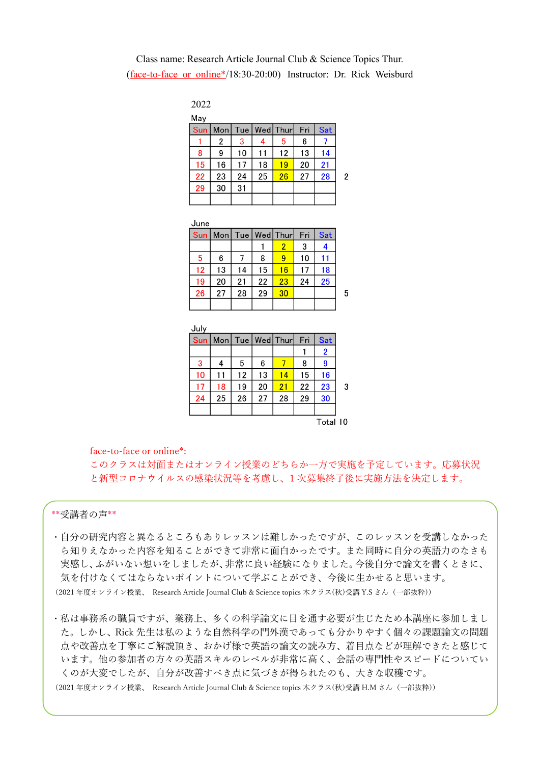Class name: Research Article Journal Club & Science Topics Thur.

(face-to-face or online*/18:30-20:00) Instructor: Dr. Rick Weisburd

2022

May

| Sun | Mon | Tue | Wed | Thur | Fri | Sat | |
|---|---|---|---|---|---|---|---|
| 1 | 2 | 3 | 4 | 5 | 6 | 7 | |
| 8 | 9 | 10 | 11 | 12 | 13 | 14 | |
| 15 | 16 | 17 | 18 | 19 | 20 | 21 | |
| 22 | 23 | 24 | 25 | 26 | 27 | 28 | 2 |
| 29 | 30 | 31 | | | | | |
| | | | | | | | |

June

| Sun | Mon | Tue | Wed | Thur | Fri | Sat | |
|---|---|---|---|---|---|---|---|
| | | | 1 | 2 | 3 | 4 | |
| 5 | 6 | 7 | 8 | 9 | 10 | 11 | |
| 12 | 13 | 14 | 15 | 16 | 17 | 18 | |
| 19 | 20 | 21 | 22 | 23 | 24 | 25 | |
| 26 | 27 | 28 | 29 | 30 | | | 5 |
| | | | | | | | |

July

| Sun | Mon | Tue | Wed | Thur | Fri | Sat | |
|---|---|---|---|---|---|---|---|
| | | | | | 1 | 2 | |
| 3 | 4 | 5 | 6 | 7 | 8 | 9 | |
| 10 | 11 | 12 | 13 | 14 | 15 | 16 | |
| 17 | 18 | 19 | 20 | 21 | 22 | 23 | 3 |
| 24 | 25 | 26 | 27 | 28 | 29 | 30 | |
| | | | | | | | |

Total 10

face-to-face or online*:
このクラスは対面またはオンライン授業のどちらか一方で実施を予定しています。応募状況と新型コロナウイルスの感染状況等を考慮し、1 次募集終了後に実施方法を決定します。

**受講者の声**

・自分の研究内容と異なるところもありレッスンは難しかったですが、このレッスンを受講しなかったら知りえなかった内容を知ることができて非常に面白かったです。また同時に自分の英語力のなさも実感し、ふがいない想いをしましたが、非常に良い経験になりました。今後自分で論文を書くときに、気を付けなくてはならないポイントについて学ぶことができ、今後に生かせると思います。
(2021 年度オンライン授業、 Research Article Journal Club & Science topics 木クラス(秋)受講 Y.S さん（一部抜粋))

・私は事務系の職員ですが、業務上、多くの科学論文に目を通す必要が生じたため本講座に参加しました。しかし、Rick 先生は私のような自然科学の門外漢であっても分かりやすく個々の課題論文の問題点や改善点を丁寧にご解説頂き、おかげ様で英語の論文の読み方、着目点などが理解できたと感じています。他の参加者の方々の英語スキルのレベルが非常に高く、会話の専門性やスピードについていくのが大変でしたが、自分が改善すべき点に気づきが得られたのも、大きな収穫です。
(2021 年度オンライン授業、 Research Article Journal Club & Science topics 木クラス(秋)受講 H.M さん（一部抜粋))